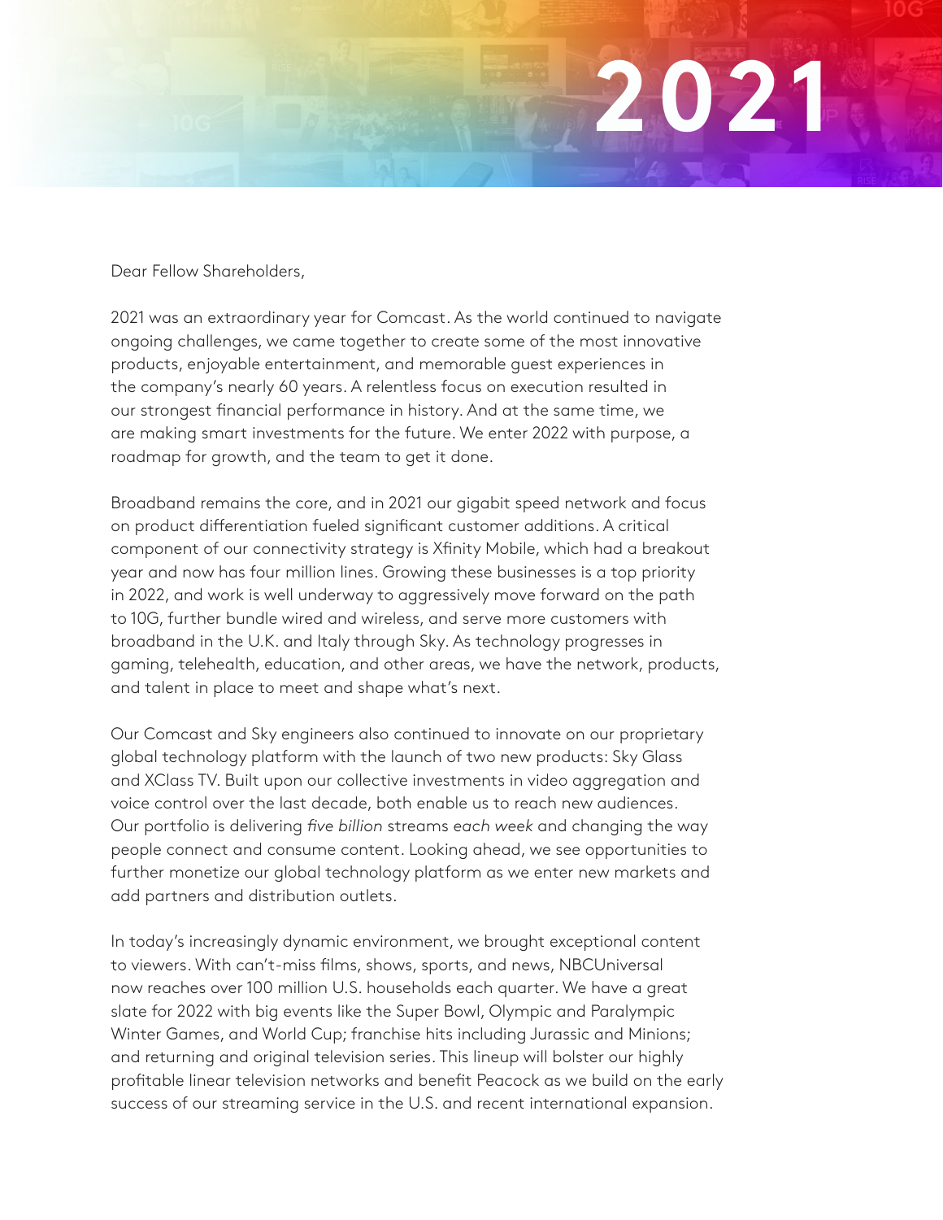# 2021

Dear Fellow Shareholders,

2021 was an extraordinary year for Comcast. As the world continued to navigate ongoing challenges, we came together to create some of the most innovative products, enjoyable entertainment, and memorable guest experiences in the company's nearly 60 years. A relentless focus on execution resulted in our strongest financial performance in history. And at the same time, we are making smart investments for the future. We enter 2022 with purpose, a roadmap for growth, and the team to get it done.

Broadband remains the core, and in 2021 our gigabit speed network and focus on product differentiation fueled significant customer additions. A critical component of our connectivity strategy is Xfinity Mobile, which had a breakout year and now has four million lines. Growing these businesses is a top priority in 2022, and work is well underway to aggressively move forward on the path to 10G, further bundle wired and wireless, and serve more customers with broadband in the U.K. and Italy through Sky. As technology progresses in gaming, telehealth, education, and other areas, we have the network, products, and talent in place to meet and shape what's next.

Our Comcast and Sky engineers also continued to innovate on our proprietary global technology platform with the launch of two new products: Sky Glass and XClass TV. Built upon our collective investments in video aggregation and voice control over the last decade, both enable us to reach new audiences. Our portfolio is delivering *five billion* streams *each week* and changing the way people connect and consume content. Looking ahead, we see opportunities to further monetize our global technology platform as we enter new markets and add partners and distribution outlets.

In today's increasingly dynamic environment, we brought exceptional content to viewers. With can't-miss films, shows, sports, and news, NBCUniversal now reaches over 100 million U.S. households each quarter. We have a great slate for 2022 with big events like the Super Bowl, Olympic and Paralympic Winter Games, and World Cup; franchise hits including Jurassic and Minions; and returning and original television series. This lineup will bolster our highly profitable linear television networks and benefit Peacock as we build on the early success of our streaming service in the U.S. and recent international expansion.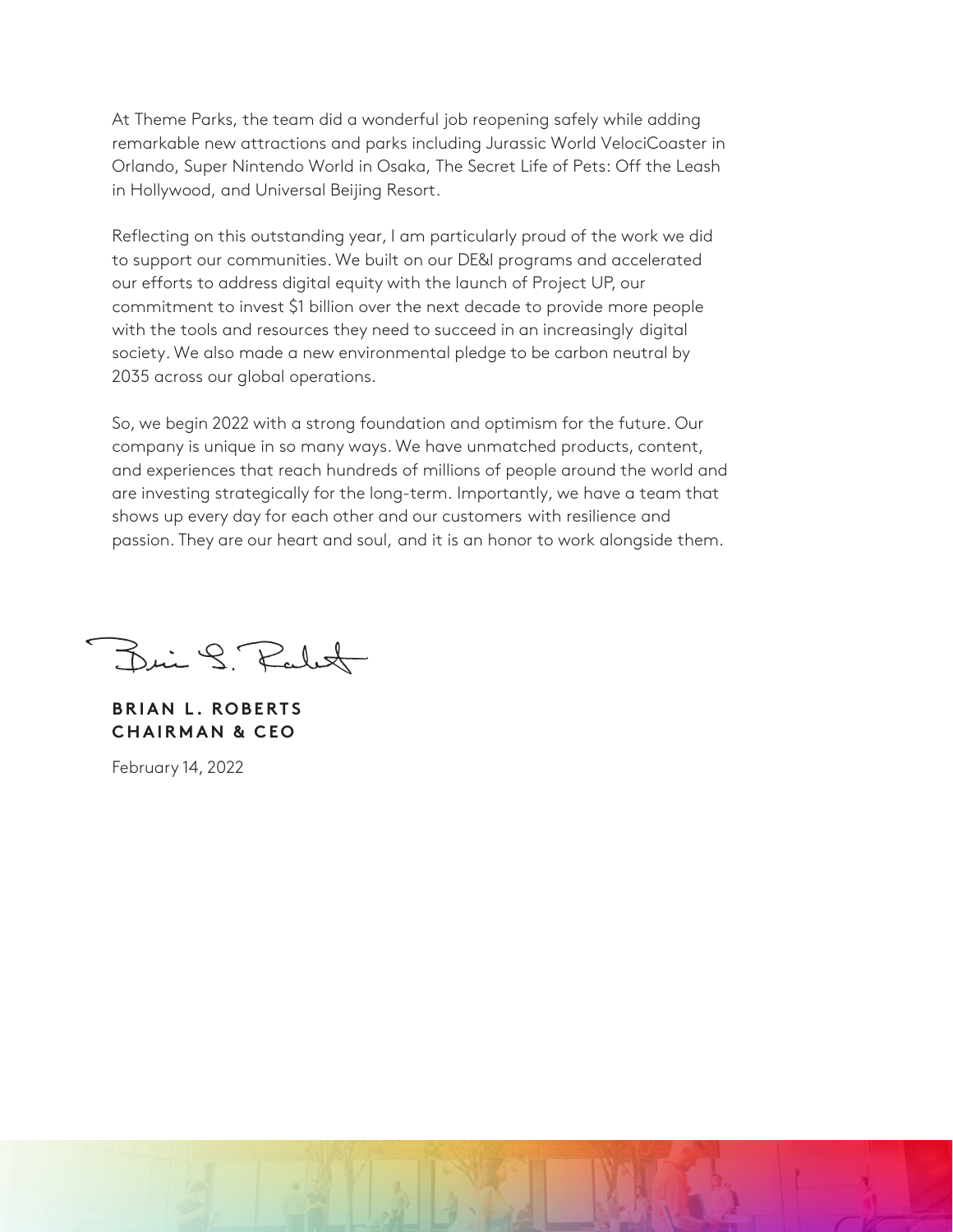At Theme Parks, the team did a wonderful job reopening safely while adding remarkable new attractions and parks including Jurassic World VelociCoaster in Orlando, Super Nintendo World in Osaka, The Secret Life of Pets: Off the Leash in Hollywood, and Universal Beijing Resort.

Reflecting on this outstanding year, I am particularly proud of the work we did to support our communities. We built on our DE&I programs and accelerated our efforts to address digital equity with the launch of Project UP, our commitment to invest $1 billion over the next decade to provide more people with the tools and resources they need to succeed in an increasingly digital society. We also made a new environmental pledge to be carbon neutral by 2035 across our global operations.

So, we begin 2022 with a strong foundation and optimism for the future. Our company is unique in so many ways. We have unmatched products, content, and experiences that reach hundreds of millions of people around the world and are investing strategically for the long-term. Importantly, we have a team that shows up every day for each other and our customers with resilience and passion. They are our heart and soul, and it is an honor to work alongside them.

**BRIAN L. ROBERTS**
**CHAIRMAN & CEO**

February 14, 2022